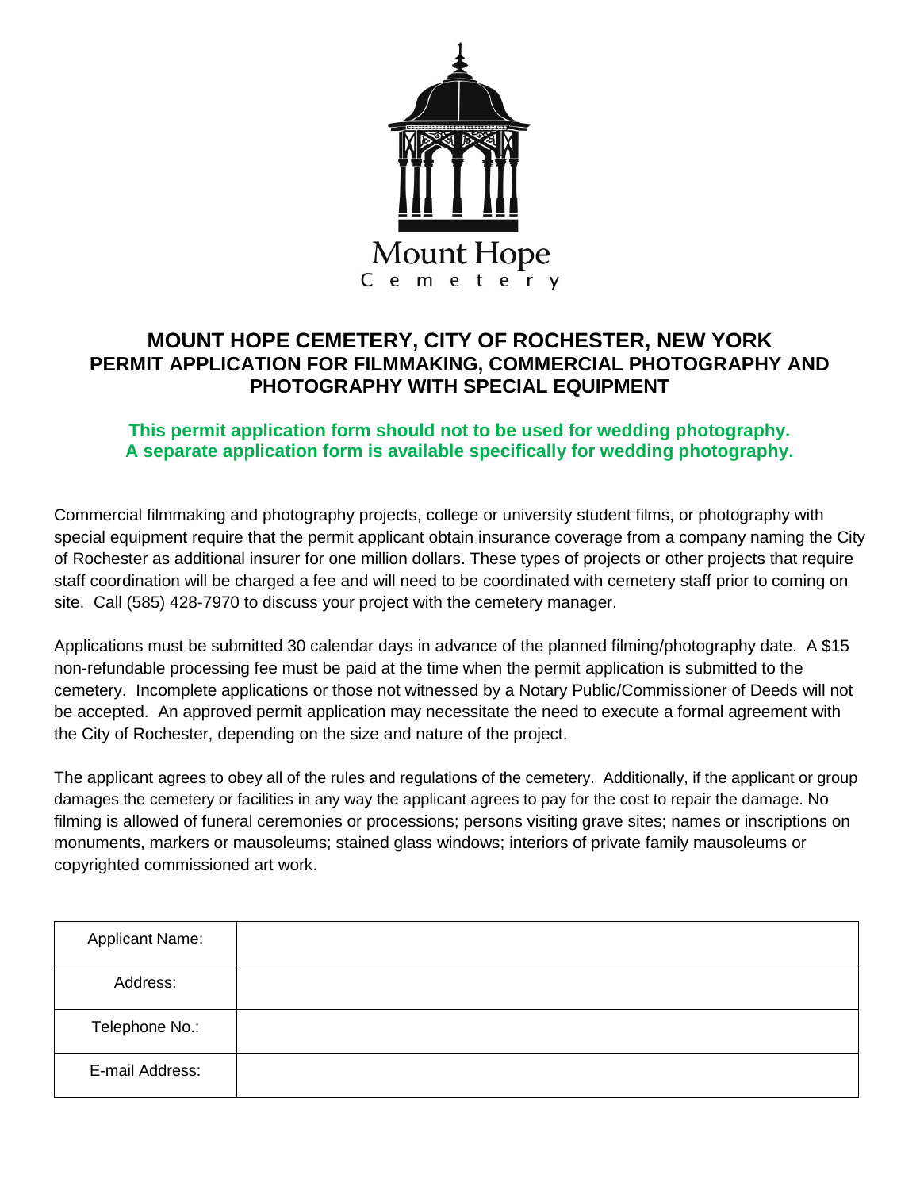Mount Hope Cemetery

# MOUNT HOPE CEMETERY, CITY OF ROCHESTER, NEW YORK
## PERMIT APPLICATION FOR FILMMAKING, COMMERCIAL PHOTOGRAPHY AND PHOTOGRAPHY WITH SPECIAL EQUIPMENT

**This permit application form should not to be used for wedding photography. A separate application form is available specifically for wedding photography.**

Commercial filmmaking and photography projects, college or university student films, or photography with special equipment require that the permit applicant obtain insurance coverage from a company naming the City of Rochester as additional insurer for one million dollars. These types of projects or other projects that require staff coordination will be charged a fee and will need to be coordinated with cemetery staff prior to coming on site. Call (585) 428-7970 to discuss your project with the cemetery manager.

Applications must be submitted 30 calendar days in advance of the planned filming/photography date. A $15 non-refundable processing fee must be paid at the time when the permit application is submitted to the cemetery. Incomplete applications or those not witnessed by a Notary Public/Commissioner of Deeds will not be accepted. An approved permit application may necessitate the need to execute a formal agreement with the City of Rochester, depending on the size and nature of the project.

The applicant agrees to obey all of the rules and regulations of the cemetery. Additionally, if the applicant or group damages the cemetery or facilities in any way the applicant agrees to pay for the cost to repair the damage. No filming is allowed of funeral ceremonies or processions; persons visiting grave sites; names or inscriptions on monuments, markers or mausoleums; stained glass windows; interiors of private family mausoleums or copyrighted commissioned art work.

| | |
|---|---|
| Applicant Name: | |
| Address: | |
| Telephone No.: | |
| E-mail Address: | |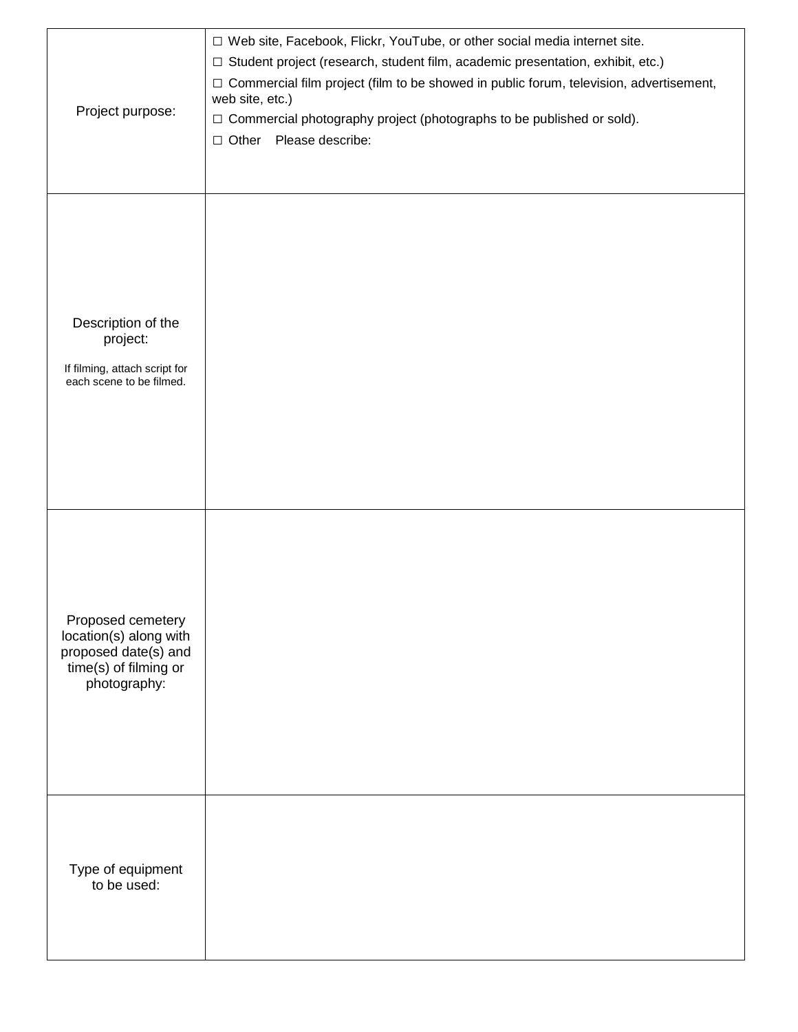| | |
|---|---|
| Project purpose: | ☐ Web site, Facebook, Flickr, YouTube, or other social media internet site.<br>☐ Student project (research, student film, academic presentation, exhibit, etc.)<br>☐ Commercial film project (film to be showed in public forum, television, advertisement, web site, etc.)<br>☐ Commercial photography project (photographs to be published or sold).<br>☐ Other Please describe: |
| Description of the project:<br><br>If filming, attach script for each scene to be filmed. | |
| Proposed cemetery location(s) along with proposed date(s) and time(s) of filming or photography: | |
| Type of equipment to be used: | |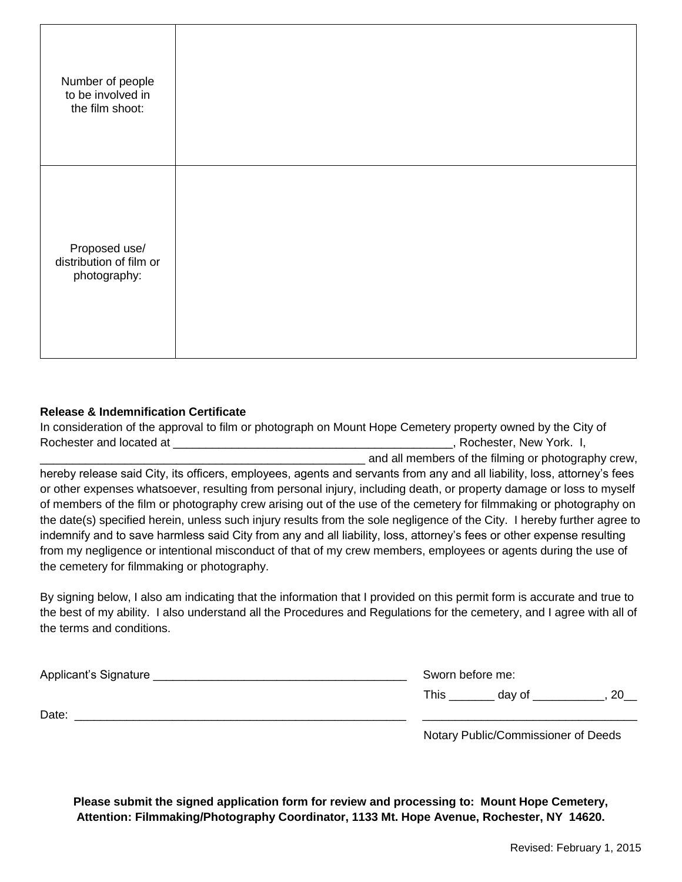| | |
|---|---|
| Number of people to be involved in the film shoot: | |
| Proposed use/ distribution of film or photography: | |

**Release & Indemnification Certificate**

In consideration of the approval to film or photograph on Mount Hope Cemetery property owned by the City of Rochester and located at ____________________________________________, Rochester, New York. I, ____________________________________________________ and all members of the filming or photography crew, hereby release said City, its officers, employees, agents and servants from any and all liability, loss, attorney's fees or other expenses whatsoever, resulting from personal injury, including death, or property damage or loss to myself of members of the film or photography crew arising out of the use of the cemetery for filmmaking or photography on the date(s) specified herein, unless such injury results from the sole negligence of the City. I hereby further agree to indemnify and to save harmless said City from any and all liability, loss, attorney's fees or other expense resulting from my negligence or intentional misconduct of that of my crew members, employees or agents during the use of the cemetery for filmmaking or photography.

By signing below, I also am indicating that the information that I provided on this permit form is accurate and true to the best of my ability. I also understand all the Procedures and Regulations for the cemetery, and I agree with all of the terms and conditions.

Applicant's Signature _______________________________________

Date: _____________________________________________________

Sworn before me:

This _______ day of ___________, 20__

_________________________________

Notary Public/Commissioner of Deeds

**Please submit the signed application form for review and processing to: Mount Hope Cemetery, Attention: Filmmaking/Photography Coordinator, 1133 Mt. Hope Avenue, Rochester, NY 14620.**

Revised: February 1, 2015